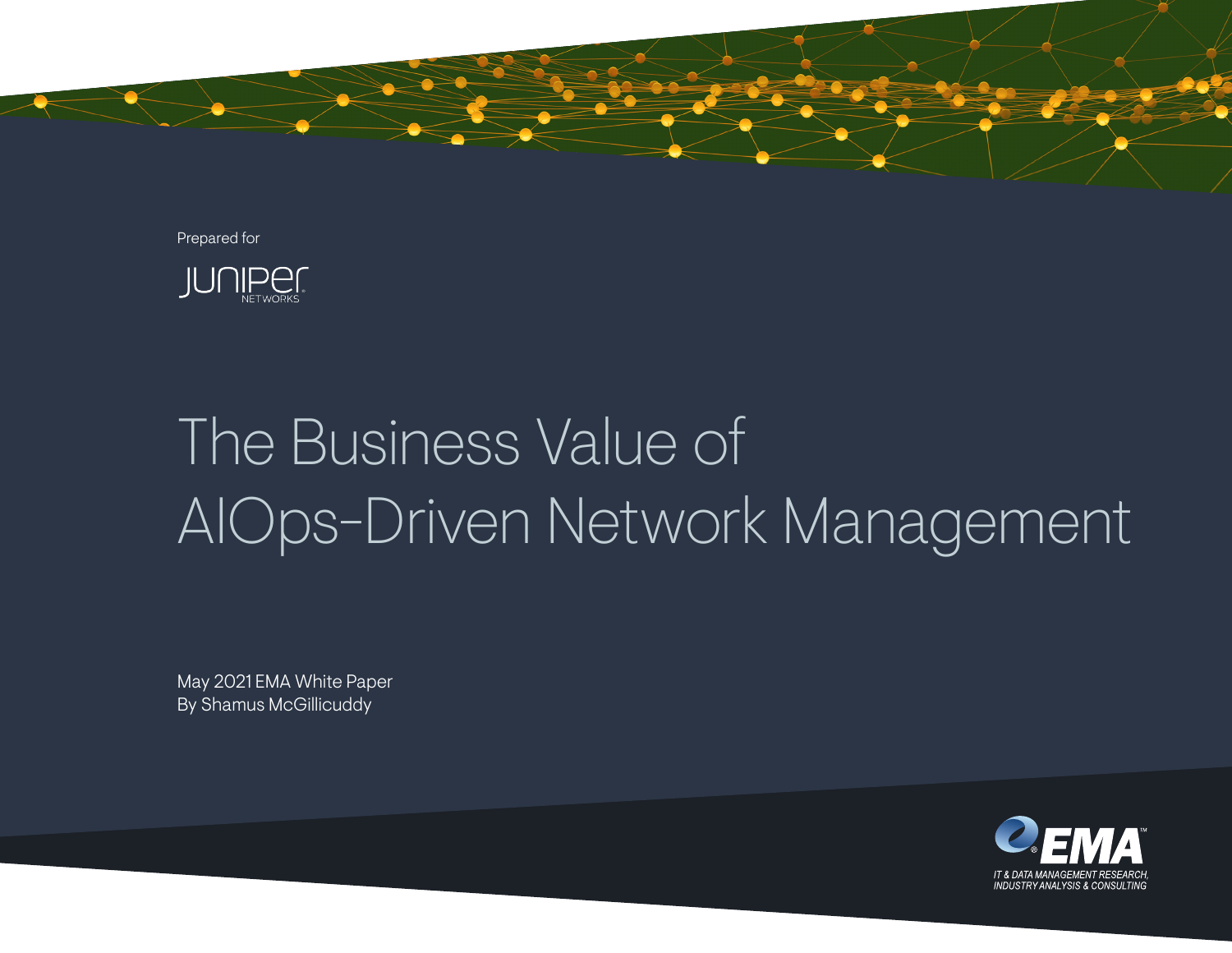Prepared for

Juniper Networks

# The Business Value of AIOps-Driven Network Management

May 2021 EMA White Paper
By Shamus McGillicuddy

EMA — IT & Data Management Research, Industry Analysis & Consulting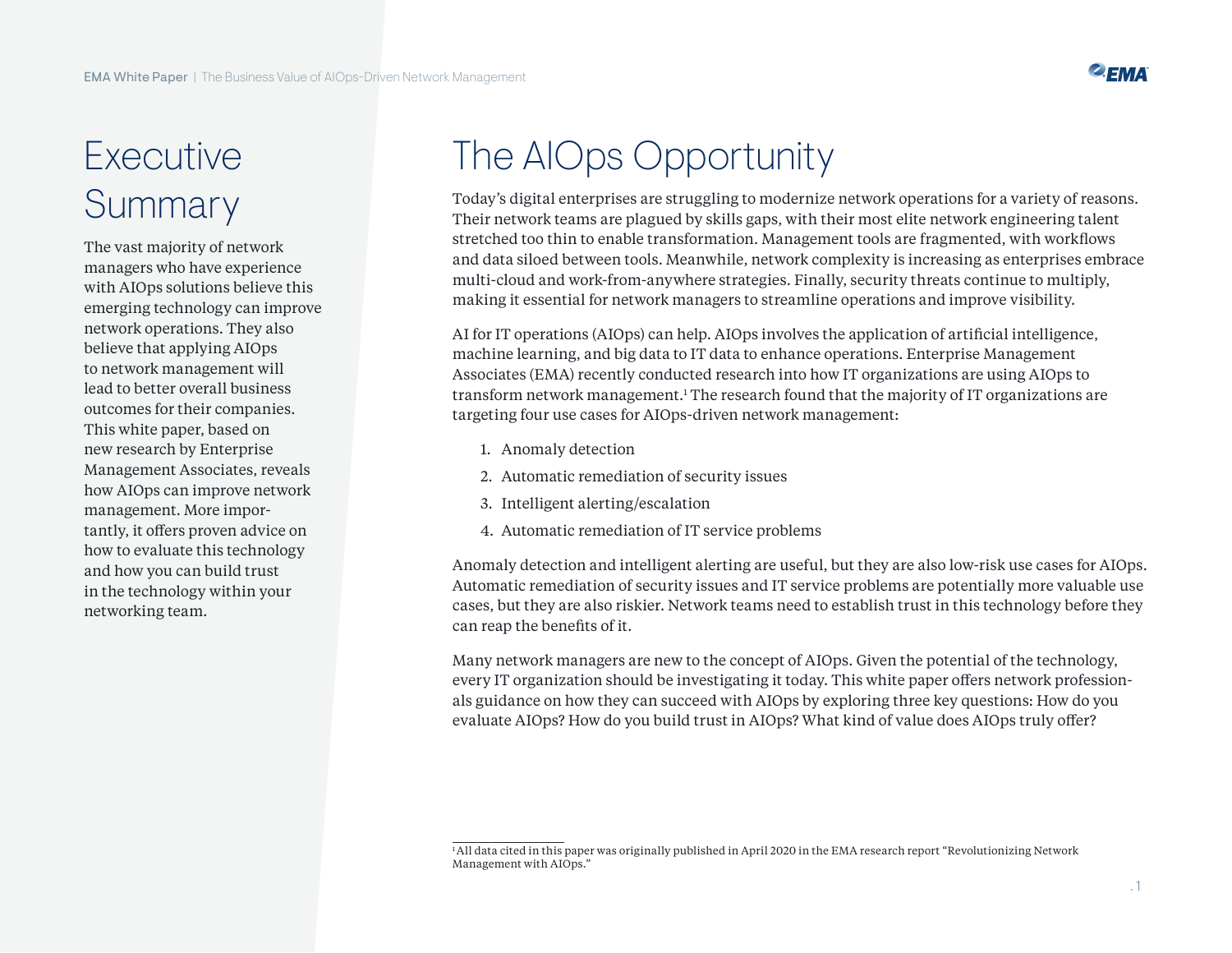# Executive Summary

The vast majority of network managers who have experience with AIOps solutions believe this emerging technology can improve network operations. They also believe that applying AIOps to network management will lead to better overall business outcomes for their companies. This white paper, based on new research by Enterprise Management Associates, reveals how AIOps can improve network management. More importantly, it offers proven advice on how to evaluate this technology and how you can build trust in the technology within your networking team.

# The AIOps Opportunity

Today's digital enterprises are struggling to modernize network operations for a variety of reasons. Their network teams are plagued by skills gaps, with their most elite network engineering talent stretched too thin to enable transformation. Management tools are fragmented, with workflows and data siloed between tools. Meanwhile, network complexity is increasing as enterprises embrace multi-cloud and work-from-anywhere strategies. Finally, security threats continue to multiply, making it essential for network managers to streamline operations and improve visibility.

AI for IT operations (AIOps) can help. AIOps involves the application of artificial intelligence, machine learning, and big data to IT data to enhance operations. Enterprise Management Associates (EMA) recently conducted research into how IT organizations are using AIOps to transform network management.[1] The research found that the majority of IT organizations are targeting four use cases for AIOps-driven network management:

1. Anomaly detection
2. Automatic remediation of security issues
3. Intelligent alerting/escalation
4. Automatic remediation of IT service problems

Anomaly detection and intelligent alerting are useful, but they are also low-risk use cases for AIOps. Automatic remediation of security issues and IT service problems are potentially more valuable use cases, but they are also riskier. Network teams need to establish trust in this technology before they can reap the benefits of it.

Many network managers are new to the concept of AIOps. Given the potential of the technology, every IT organization should be investigating it today. This white paper offers network professionals guidance on how they can succeed with AIOps by exploring three key questions: How do you evaluate AIOps? How do you build trust in AIOps? What kind of value does AIOps truly offer?

[1] All data cited in this paper was originally published in April 2020 in the EMA research report "Revolutionizing Network Management with AIOps."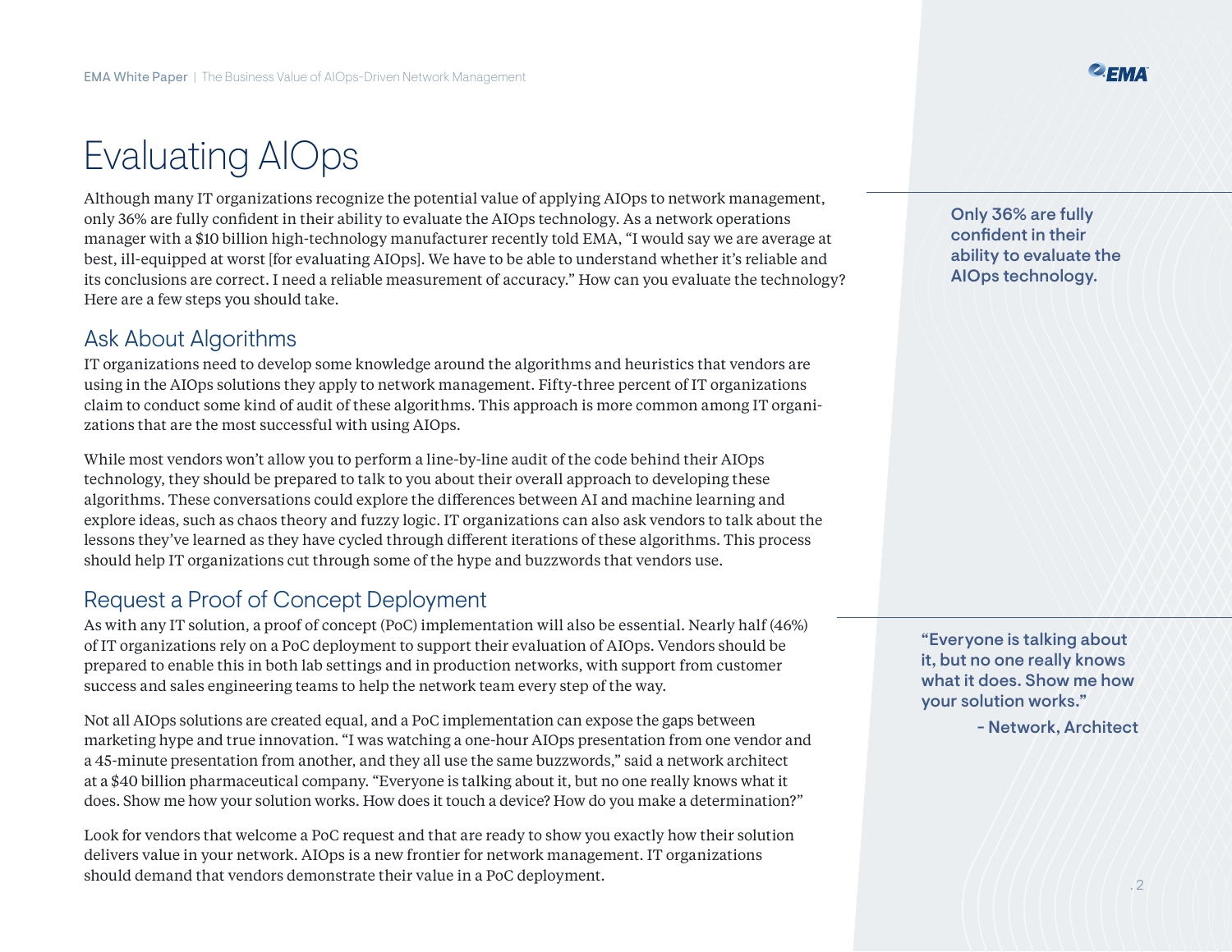# Evaluating AIOps

Although many IT organizations recognize the potential value of applying AIOps to network management, only 36% are fully confident in their ability to evaluate the AIOps technology. As a network operations manager with a $10 billion high-technology manufacturer recently told EMA, "I would say we are average at best, ill-equipped at worst [for evaluating AIOps]. We have to be able to understand whether it's reliable and its conclusions are correct. I need a reliable measurement of accuracy." How can you evaluate the technology? Here are a few steps you should take.

**Only 36% are fully confident in their ability to evaluate the AIOps technology.**

## Ask About Algorithms

IT organizations need to develop some knowledge around the algorithms and heuristics that vendors are using in the AIOps solutions they apply to network management. Fifty-three percent of IT organizations claim to conduct some kind of audit of these algorithms. This approach is more common among IT organizations that are the most successful with using AIOps.

While most vendors won't allow you to perform a line-by-line audit of the code behind their AIOps technology, they should be prepared to talk to you about their overall approach to developing these algorithms. These conversations could explore the differences between AI and machine learning and explore ideas, such as chaos theory and fuzzy logic. IT organizations can also ask vendors to talk about the lessons they've learned as they have cycled through different iterations of these algorithms. This process should help IT organizations cut through some of the hype and buzzwords that vendors use.

## Request a Proof of Concept Deployment

As with any IT solution, a proof of concept (PoC) implementation will also be essential. Nearly half (46%) of IT organizations rely on a PoC deployment to support their evaluation of AIOps. Vendors should be prepared to enable this in both lab settings and in production networks, with support from customer success and sales engineering teams to help the network team every step of the way.

Not all AIOps solutions are created equal, and a PoC implementation can expose the gaps between marketing hype and true innovation. "I was watching a one-hour AIOps presentation from one vendor and a 45-minute presentation from another, and they all use the same buzzwords," said a network architect at a $40 billion pharmaceutical company. "Everyone is talking about it, but no one really knows what it does. Show me how your solution works. How does it touch a device? How do you make a determination?"

**"Everyone is talking about it, but no one really knows what it does. Show me how your solution works."**

**- Network, Architect**

Look for vendors that welcome a PoC request and that are ready to show you exactly how their solution delivers value in your network. AIOps is a new frontier for network management. IT organizations should demand that vendors demonstrate their value in a PoC deployment.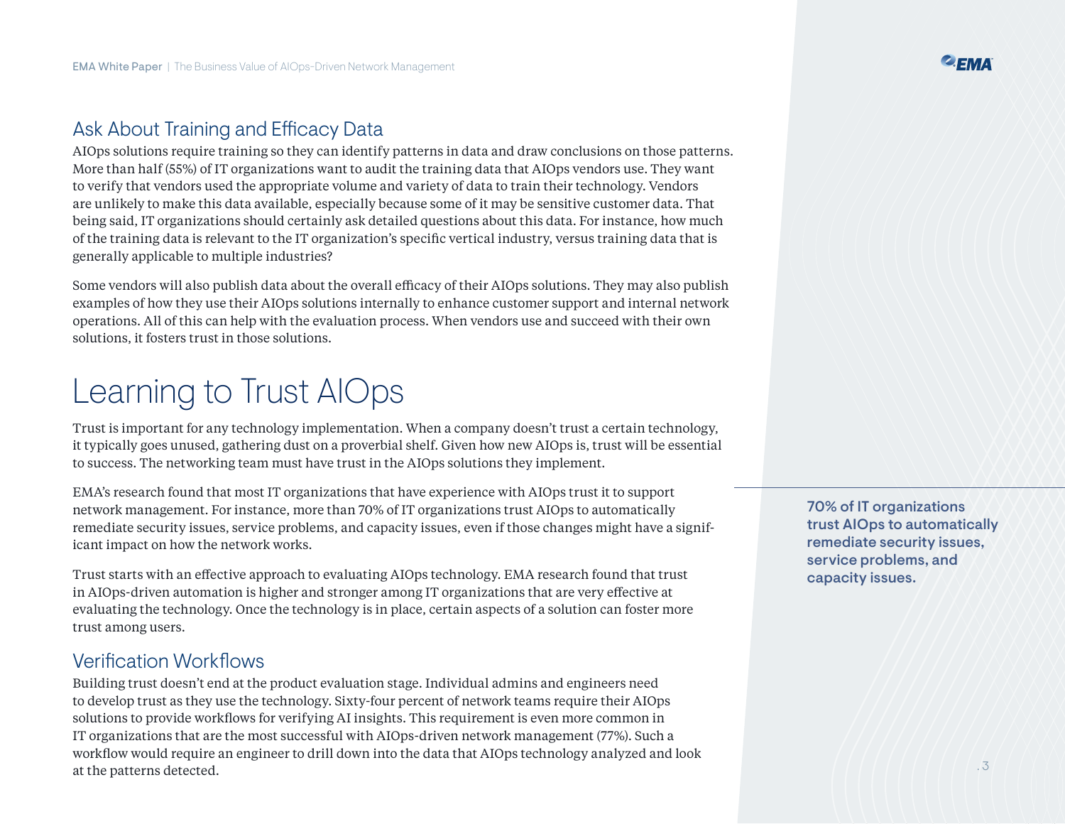## Ask About Training and Efficacy Data

AIOps solutions require training so they can identify patterns in data and draw conclusions on those patterns. More than half (55%) of IT organizations want to audit the training data that AIOps vendors use. They want to verify that vendors used the appropriate volume and variety of data to train their technology. Vendors are unlikely to make this data available, especially because some of it may be sensitive customer data. That being said, IT organizations should certainly ask detailed questions about this data. For instance, how much of the training data is relevant to the IT organization's specific vertical industry, versus training data that is generally applicable to multiple industries?

Some vendors will also publish data about the overall efficacy of their AIOps solutions. They may also publish examples of how they use their AIOps solutions internally to enhance customer support and internal network operations. All of this can help with the evaluation process. When vendors use and succeed with their own solutions, it fosters trust in those solutions.

# Learning to Trust AIOps

Trust is important for any technology implementation. When a company doesn't trust a certain technology, it typically goes unused, gathering dust on a proverbial shelf. Given how new AIOps is, trust will be essential to success. The networking team must have trust in the AIOps solutions they implement.

EMA's research found that most IT organizations that have experience with AIOps trust it to support network management. For instance, more than 70% of IT organizations trust AIOps to automatically remediate security issues, service problems, and capacity issues, even if those changes might have a significant impact on how the network works.

**70% of IT organizations trust AIOps to automatically remediate security issues, service problems, and capacity issues.**

Trust starts with an effective approach to evaluating AIOps technology. EMA research found that trust in AIOps-driven automation is higher and stronger among IT organizations that are very effective at evaluating the technology. Once the technology is in place, certain aspects of a solution can foster more trust among users.

## Verification Workflows

Building trust doesn't end at the product evaluation stage. Individual admins and engineers need to develop trust as they use the technology. Sixty-four percent of network teams require their AIOps solutions to provide workflows for verifying AI insights. This requirement is even more common in IT organizations that are the most successful with AIOps-driven network management (77%). Such a workflow would require an engineer to drill down into the data that AIOps technology analyzed and look at the patterns detected.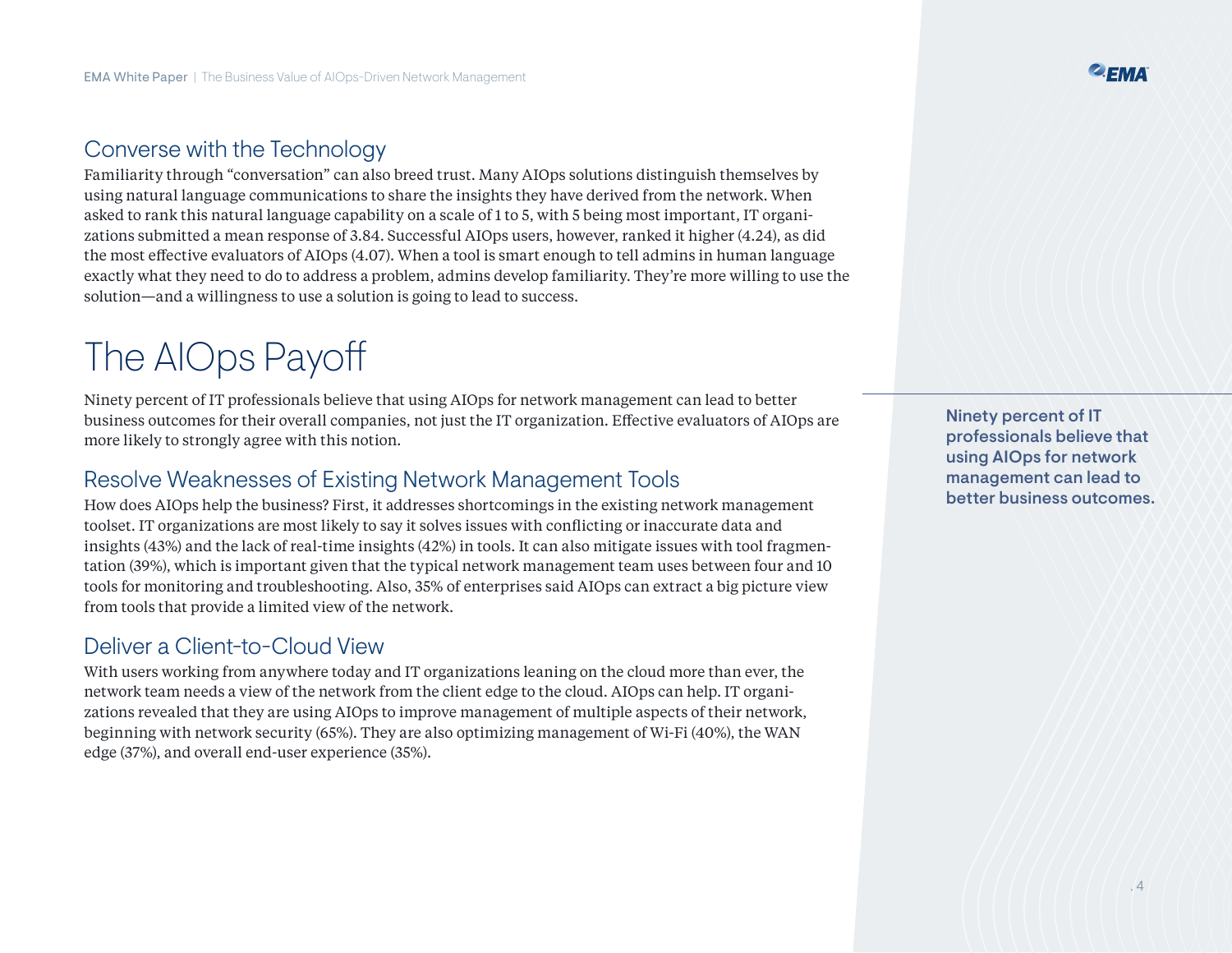### Converse with the Technology

Familiarity through "conversation" can also breed trust. Many AIOps solutions distinguish themselves by using natural language communications to share the insights they have derived from the network. When asked to rank this natural language capability on a scale of 1 to 5, with 5 being most important, IT organizations submitted a mean response of 3.84. Successful AIOps users, however, ranked it higher (4.24), as did the most effective evaluators of AIOps (4.07). When a tool is smart enough to tell admins in human language exactly what they need to do to address a problem, admins develop familiarity. They're more willing to use the solution—and a willingness to use a solution is going to lead to success.

## The AIOps Payoff

Ninety percent of IT professionals believe that using AIOps for network management can lead to better business outcomes for their overall companies, not just the IT organization. Effective evaluators of AIOps are more likely to strongly agree with this notion.

**Ninety percent of IT professionals believe that using AIOps for network management can lead to better business outcomes.**

### Resolve Weaknesses of Existing Network Management Tools

How does AIOps help the business? First, it addresses shortcomings in the existing network management toolset. IT organizations are most likely to say it solves issues with conflicting or inaccurate data and insights (43%) and the lack of real-time insights (42%) in tools. It can also mitigate issues with tool fragmentation (39%), which is important given that the typical network management team uses between four and 10 tools for monitoring and troubleshooting. Also, 35% of enterprises said AIOps can extract a big picture view from tools that provide a limited view of the network.

### Deliver a Client-to-Cloud View

With users working from anywhere today and IT organizations leaning on the cloud more than ever, the network team needs a view of the network from the client edge to the cloud. AIOps can help. IT organizations revealed that they are using AIOps to improve management of multiple aspects of their network, beginning with network security (65%). They are also optimizing management of Wi-Fi (40%), the WAN edge (37%), and overall end-user experience (35%).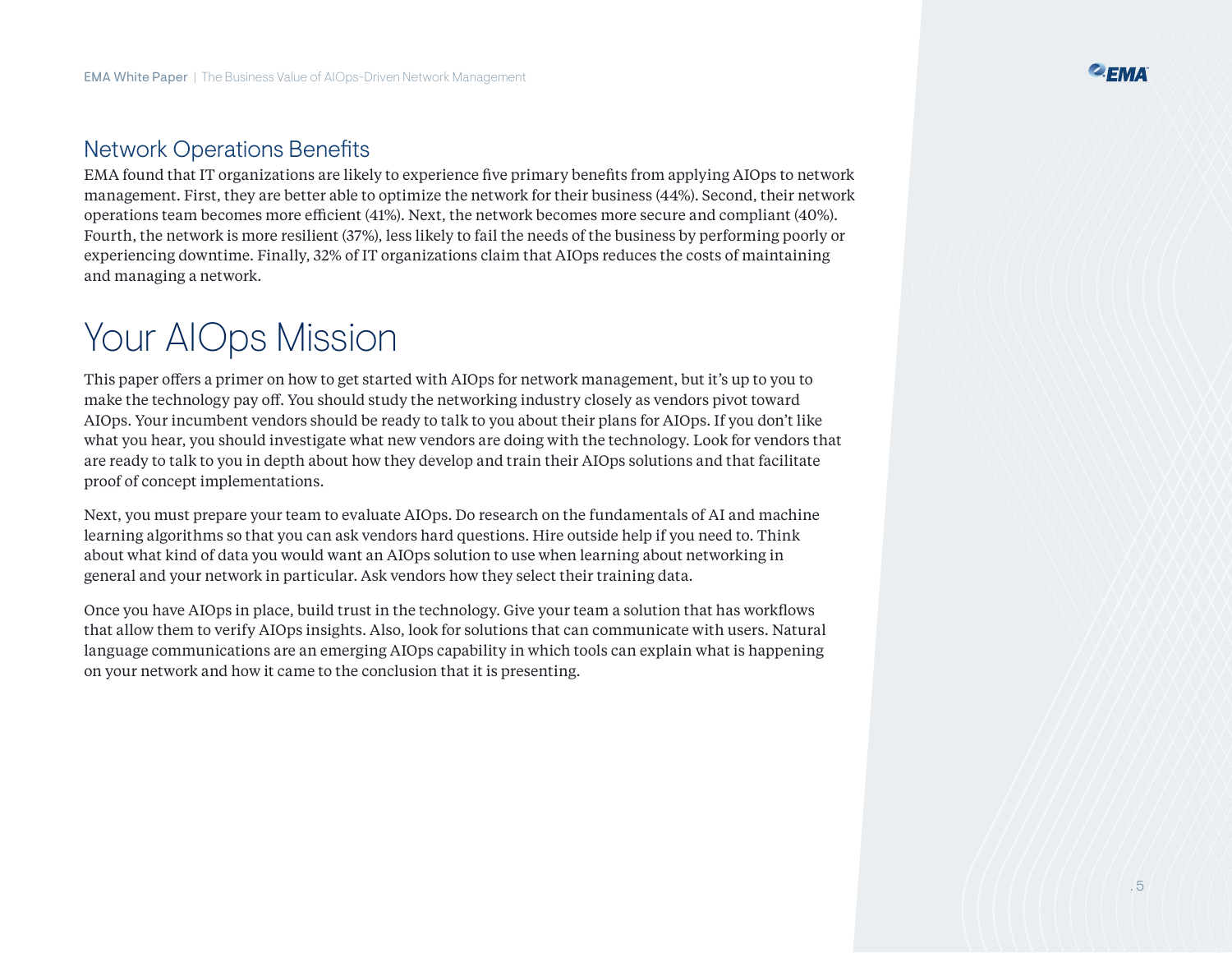## Network Operations Benefits

EMA found that IT organizations are likely to experience five primary benefits from applying AIOps to network management. First, they are better able to optimize the network for their business (44%). Second, their network operations team becomes more efficient (41%). Next, the network becomes more secure and compliant (40%). Fourth, the network is more resilient (37%), less likely to fail the needs of the business by performing poorly or experiencing downtime. Finally, 32% of IT organizations claim that AIOps reduces the costs of maintaining and managing a network.

# Your AIOps Mission

This paper offers a primer on how to get started with AIOps for network management, but it's up to you to make the technology pay off. You should study the networking industry closely as vendors pivot toward AIOps. Your incumbent vendors should be ready to talk to you about their plans for AIOps. If you don't like what you hear, you should investigate what new vendors are doing with the technology. Look for vendors that are ready to talk to you in depth about how they develop and train their AIOps solutions and that facilitate proof of concept implementations.

Next, you must prepare your team to evaluate AIOps. Do research on the fundamentals of AI and machine learning algorithms so that you can ask vendors hard questions. Hire outside help if you need to. Think about what kind of data you would want an AIOps solution to use when learning about networking in general and your network in particular. Ask vendors how they select their training data.

Once you have AIOps in place, build trust in the technology. Give your team a solution that has workflows that allow them to verify AIOps insights. Also, look for solutions that can communicate with users. Natural language communications are an emerging AIOps capability in which tools can explain what is happening on your network and how it came to the conclusion that it is presenting.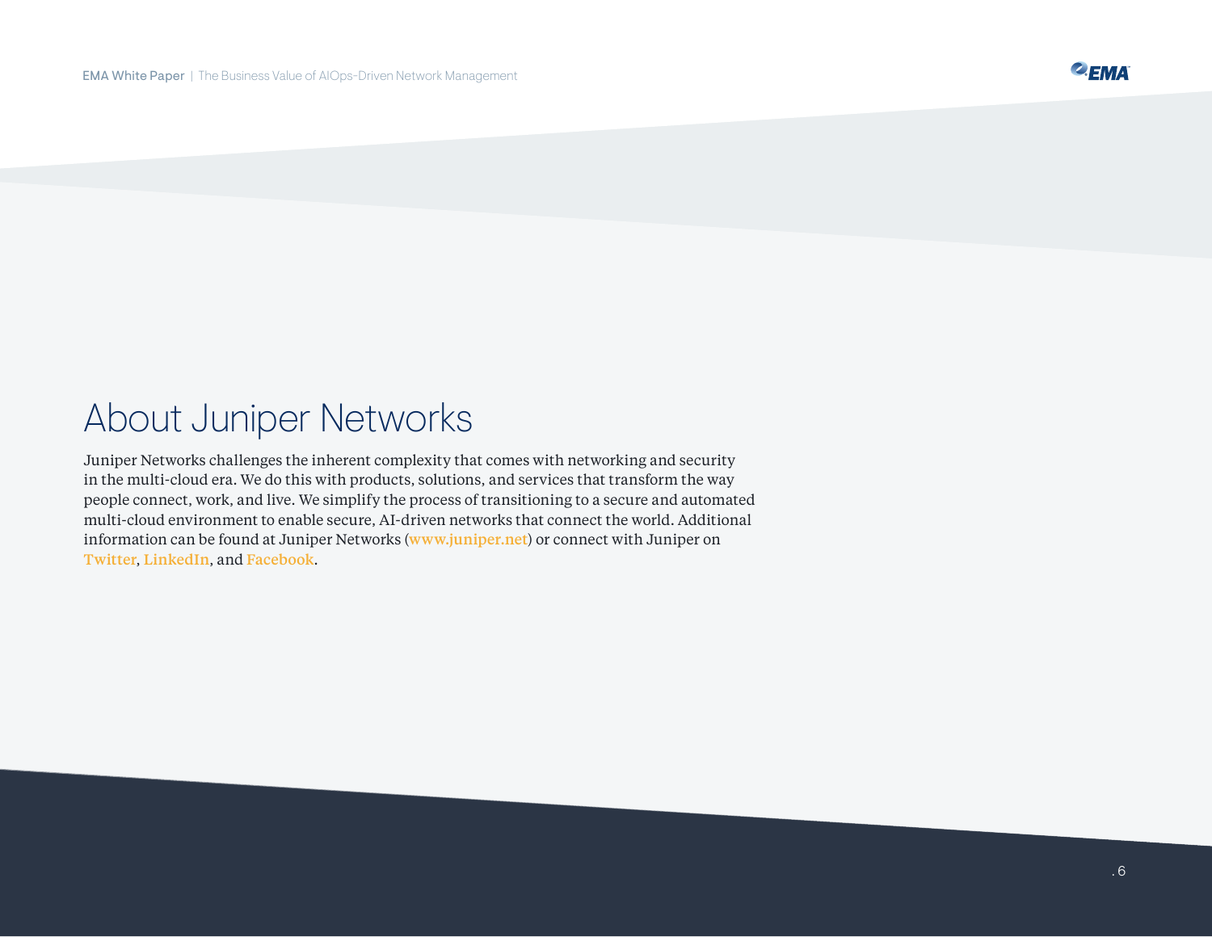# About Juniper Networks

Juniper Networks challenges the inherent complexity that comes with networking and security in the multi-cloud era. We do this with products, solutions, and services that transform the way people connect, work, and live. We simplify the process of transitioning to a secure and automated multi-cloud environment to enable secure, AI-driven networks that connect the world. Additional information can be found at Juniper Networks (www.juniper.net) or connect with Juniper on Twitter, LinkedIn, and Facebook.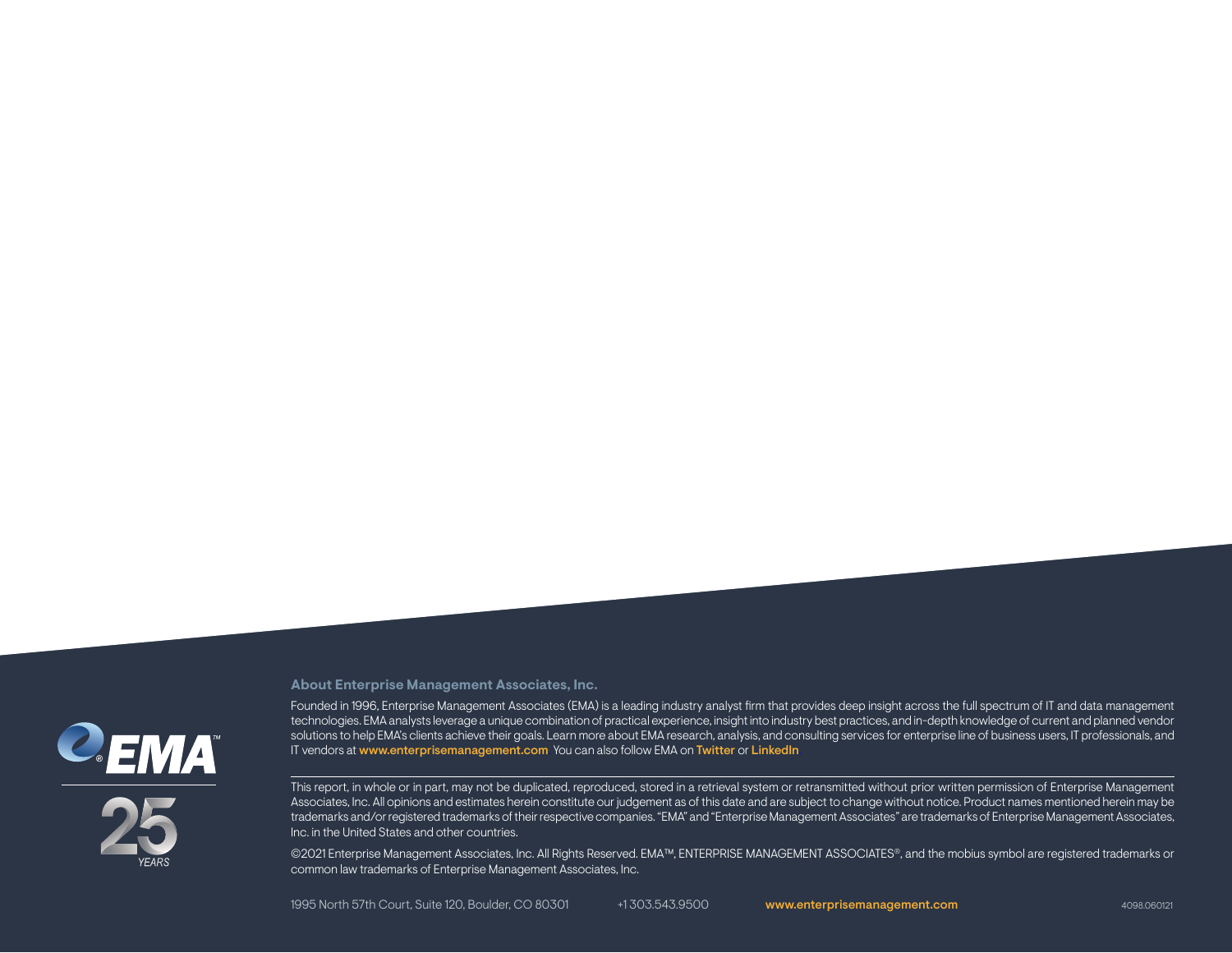## About Enterprise Management Associates, Inc.

Founded in 1996, Enterprise Management Associates (EMA) is a leading industry analyst firm that provides deep insight across the full spectrum of IT and data management technologies. EMA analysts leverage a unique combination of practical experience, insight into industry best practices, and in-depth knowledge of current and planned vendor solutions to help EMA's clients achieve their goals. Learn more about EMA research, analysis, and consulting services for enterprise line of business users, IT professionals, and IT vendors at **www.enterprisemanagement.com** You can also follow EMA on **Twitter** or **LinkedIn**

---

This report, in whole or in part, may not be duplicated, reproduced, stored in a retrieval system or retransmitted without prior written permission of Enterprise Management Associates, Inc. All opinions and estimates herein constitute our judgement as of this date and are subject to change without notice. Product names mentioned herein may be trademarks and/or registered trademarks of their respective companies. "EMA" and "Enterprise Management Associates" are trademarks of Enterprise Management Associates, Inc. in the United States and other countries.

©2021 Enterprise Management Associates, Inc. All Rights Reserved. EMA™, ENTERPRISE MANAGEMENT ASSOCIATES®, and the mobius symbol are registered trademarks or common law trademarks of Enterprise Management Associates, Inc.

1995 North 57th Court, Suite 120, Boulder, CO 80301   +1 303.543.9500   **www.enterprisemanagement.com**   4098.060121